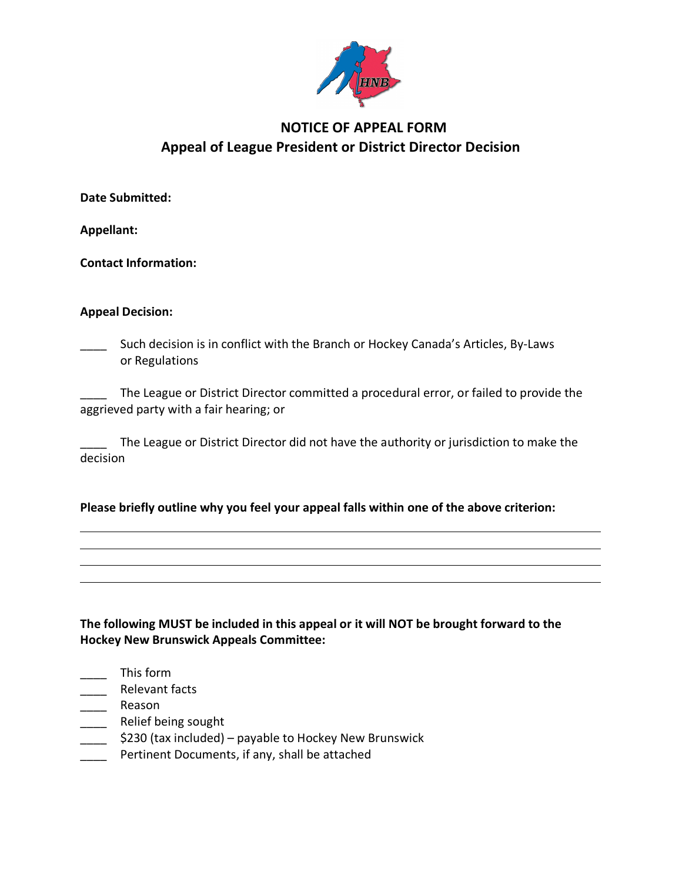# NOTICE OF APPEAL FORM

## Appeal of League President or District Director Decision

**Date Submitted:**

**Appellant:**

**Contact Information:**

**Appeal Decision:**

____ Such decision is in conflict with the Branch or Hockey Canada's Articles, By-Laws or Regulations

____ The League or District Director committed a procedural error, or failed to provide the aggrieved party with a fair hearing; or

____ The League or District Director did not have the authority or jurisdiction to make the decision

**Please briefly outline why you feel your appeal falls within one of the above criterion:**

______________________________________________________________________________

______________________________________________________________________________

______________________________________________________________________________

______________________________________________________________________________

**The following MUST be included in this appeal or it will NOT be brought forward to the Hockey New Brunswick Appeals Committee:**

____ This form
____ Relevant facts
____ Reason
____ Relief being sought
____ $230 (tax included) – payable to Hockey New Brunswick
____ Pertinent Documents, if any, shall be attached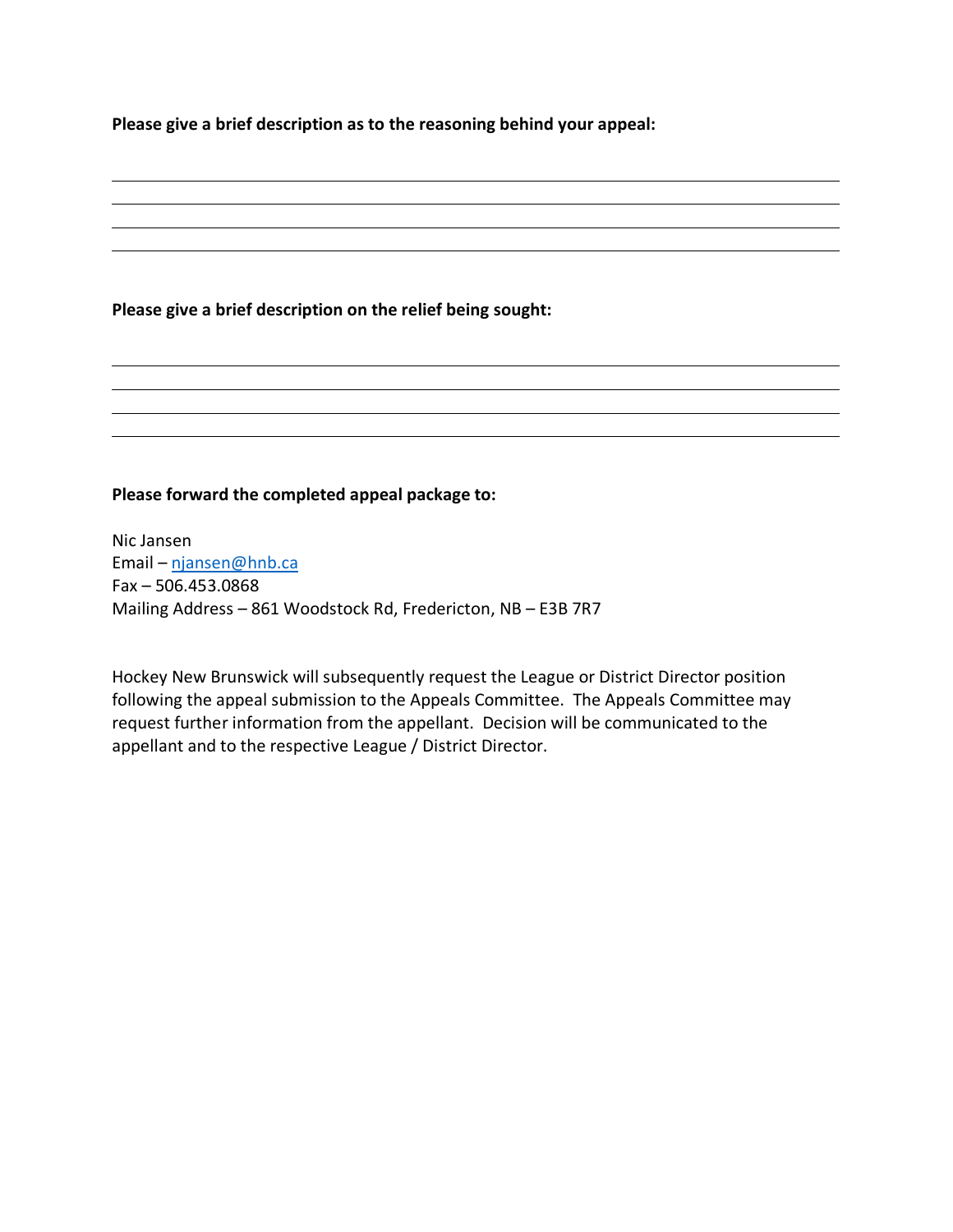**Please give a brief description as to the reasoning behind your appeal:**

\_\_\_\_\_\_\_\_\_\_\_\_\_\_\_\_\_\_\_\_\_\_\_\_\_\_\_\_\_\_\_\_\_\_\_\_\_\_\_\_\_\_\_\_\_\_\_\_\_\_\_\_\_\_\_\_\_\_\_\_\_\_\_\_\_\_\_\_\_\_\_\_\_\_\_\_\_\_

\_\_\_\_\_\_\_\_\_\_\_\_\_\_\_\_\_\_\_\_\_\_\_\_\_\_\_\_\_\_\_\_\_\_\_\_\_\_\_\_\_\_\_\_\_\_\_\_\_\_\_\_\_\_\_\_\_\_\_\_\_\_\_\_\_\_\_\_\_\_\_\_\_\_\_\_\_\_

\_\_\_\_\_\_\_\_\_\_\_\_\_\_\_\_\_\_\_\_\_\_\_\_\_\_\_\_\_\_\_\_\_\_\_\_\_\_\_\_\_\_\_\_\_\_\_\_\_\_\_\_\_\_\_\_\_\_\_\_\_\_\_\_\_\_\_\_\_\_\_\_\_\_\_\_\_\_

\_\_\_\_\_\_\_\_\_\_\_\_\_\_\_\_\_\_\_\_\_\_\_\_\_\_\_\_\_\_\_\_\_\_\_\_\_\_\_\_\_\_\_\_\_\_\_\_\_\_\_\_\_\_\_\_\_\_\_\_\_\_\_\_\_\_\_\_\_\_\_\_\_\_\_\_\_\_

**Please give a brief description on the relief being sought:**

\_\_\_\_\_\_\_\_\_\_\_\_\_\_\_\_\_\_\_\_\_\_\_\_\_\_\_\_\_\_\_\_\_\_\_\_\_\_\_\_\_\_\_\_\_\_\_\_\_\_\_\_\_\_\_\_\_\_\_\_\_\_\_\_\_\_\_\_\_\_\_\_\_\_\_\_\_\_

\_\_\_\_\_\_\_\_\_\_\_\_\_\_\_\_\_\_\_\_\_\_\_\_\_\_\_\_\_\_\_\_\_\_\_\_\_\_\_\_\_\_\_\_\_\_\_\_\_\_\_\_\_\_\_\_\_\_\_\_\_\_\_\_\_\_\_\_\_\_\_\_\_\_\_\_\_\_

\_\_\_\_\_\_\_\_\_\_\_\_\_\_\_\_\_\_\_\_\_\_\_\_\_\_\_\_\_\_\_\_\_\_\_\_\_\_\_\_\_\_\_\_\_\_\_\_\_\_\_\_\_\_\_\_\_\_\_\_\_\_\_\_\_\_\_\_\_\_\_\_\_\_\_\_\_\_

\_\_\_\_\_\_\_\_\_\_\_\_\_\_\_\_\_\_\_\_\_\_\_\_\_\_\_\_\_\_\_\_\_\_\_\_\_\_\_\_\_\_\_\_\_\_\_\_\_\_\_\_\_\_\_\_\_\_\_\_\_\_\_\_\_\_\_\_\_\_\_\_\_\_\_\_\_\_

**Please forward the completed appeal package to:**

Nic Jansen
Email – njansen@hnb.ca
Fax – 506.453.0868
Mailing Address – 861 Woodstock Rd, Fredericton, NB – E3B 7R7

Hockey New Brunswick will subsequently request the League or District Director position following the appeal submission to the Appeals Committee. The Appeals Committee may request further information from the appellant. Decision will be communicated to the appellant and to the respective League / District Director.